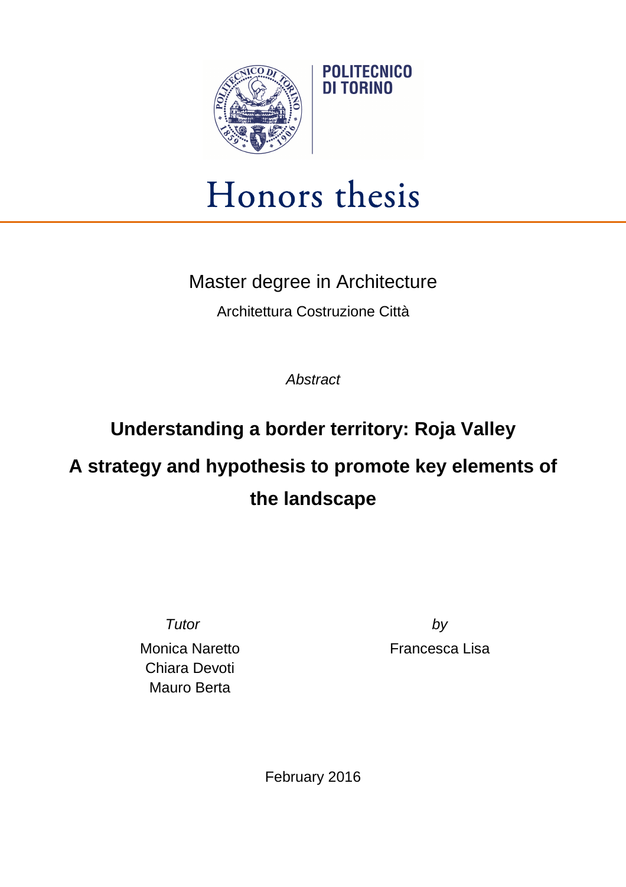POLITECNICO DI TORINO

# Honors thesis

Master degree in Architecture

Architettura Costruzione Città

*Abstract*

## Understanding a border territory: Roja Valley

## A strategy and hypothesis to promote key elements of the landscape

*Tutor*

Monica Naretto
Chiara Devoti
Mauro Berta

*by*

Francesca Lisa

February 2016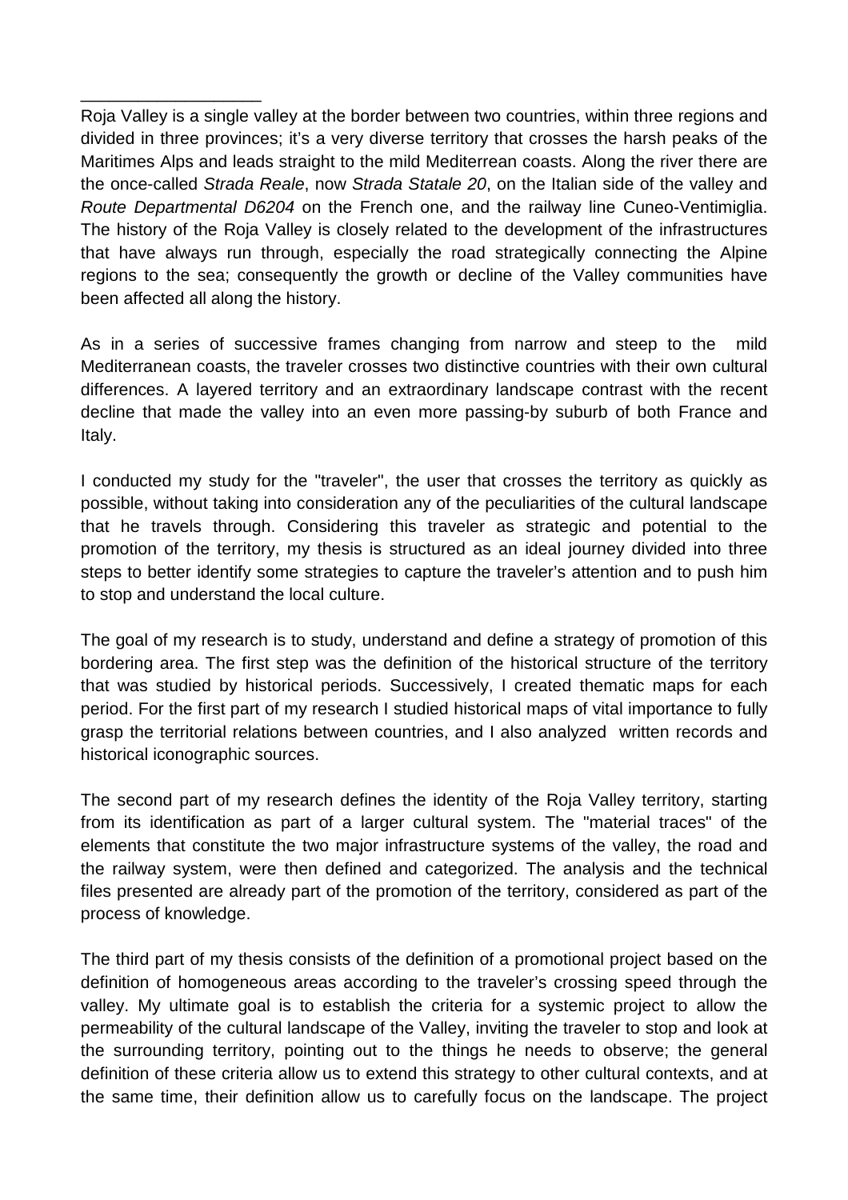Roja Valley is a single valley at the border between two countries, within three regions and divided in three provinces; it's a very diverse territory that crosses the harsh peaks of the Maritimes Alps and leads straight to the mild Mediterrean coasts. Along the river there are the once-called *Strada Reale*, now *Strada Statale 20*, on the Italian side of the valley and *Route Departmental D6204* on the French one, and the railway line Cuneo-Ventimiglia. The history of the Roja Valley is closely related to the development of the infrastructures that have always run through, especially the road strategically connecting the Alpine regions to the sea; consequently the growth or decline of the Valley communities have been affected all along the history.

As in a series of successive frames changing from narrow and steep to the mild Mediterranean coasts, the traveler crosses two distinctive countries with their own cultural differences. A layered territory and an extraordinary landscape contrast with the recent decline that made the valley into an even more passing-by suburb of both France and Italy.

I conducted my study for the "traveler", the user that crosses the territory as quickly as possible, without taking into consideration any of the peculiarities of the cultural landscape that he travels through. Considering this traveler as strategic and potential to the promotion of the territory, my thesis is structured as an ideal journey divided into three steps to better identify some strategies to capture the traveler's attention and to push him to stop and understand the local culture.

The goal of my research is to study, understand and define a strategy of promotion of this bordering area. The first step was the definition of the historical structure of the territory that was studied by historical periods. Successively, I created thematic maps for each period. For the first part of my research I studied historical maps of vital importance to fully grasp the territorial relations between countries, and I also analyzed written records and historical iconographic sources.

The second part of my research defines the identity of the Roja Valley territory, starting from its identification as part of a larger cultural system. The "material traces" of the elements that constitute the two major infrastructure systems of the valley, the road and the railway system, were then defined and categorized. The analysis and the technical files presented are already part of the promotion of the territory, considered as part of the process of knowledge.

The third part of my thesis consists of the definition of a promotional project based on the definition of homogeneous areas according to the traveler's crossing speed through the valley. My ultimate goal is to establish the criteria for a systemic project to allow the permeability of the cultural landscape of the Valley, inviting the traveler to stop and look at the surrounding territory, pointing out to the things he needs to observe; the general definition of these criteria allow us to extend this strategy to other cultural contexts, and at the same time, their definition allow us to carefully focus on the landscape. The project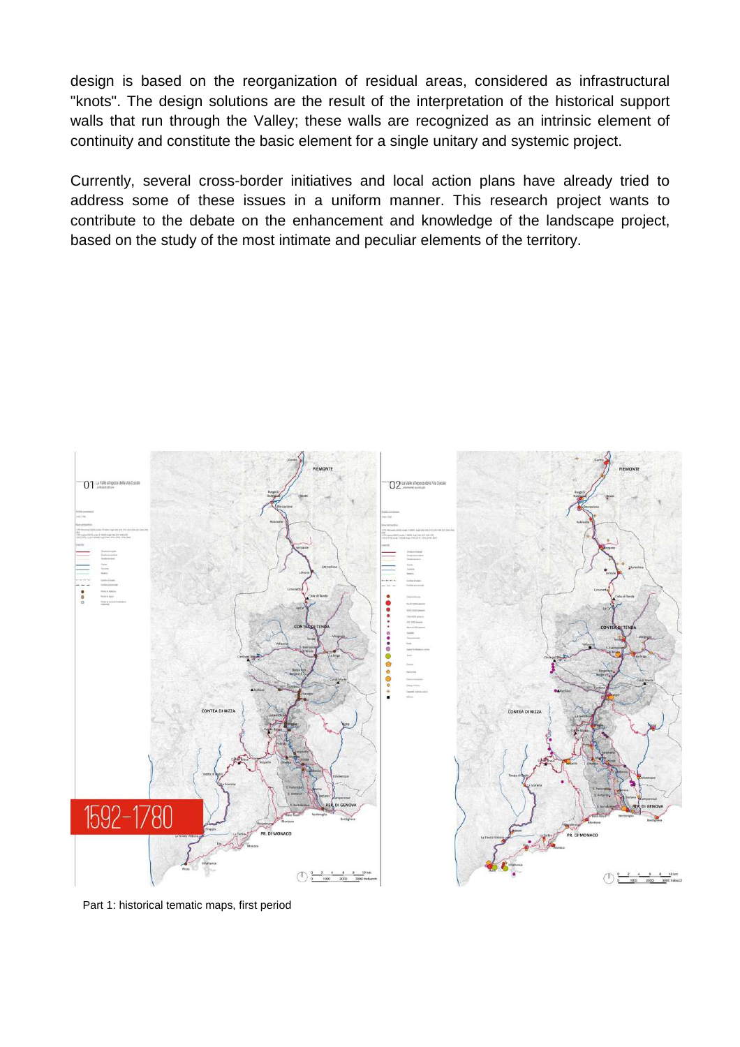design is based on the reorganization of residual areas, considered as infrastructural "knots". The design solutions are the result of the interpretation of the historical support walls that run through the Valley; these walls are recognized as an intrinsic element of continuity and constitute the basic element for a single unitary and systemic project.

Currently, several cross-border initiatives and local action plans have already tried to address some of these issues in a uniform manner. This research project wants to contribute to the debate on the enhancement and knowledge of the landscape project, based on the study of the most intimate and peculiar elements of the territory.

Part 1: historical tematic maps, first period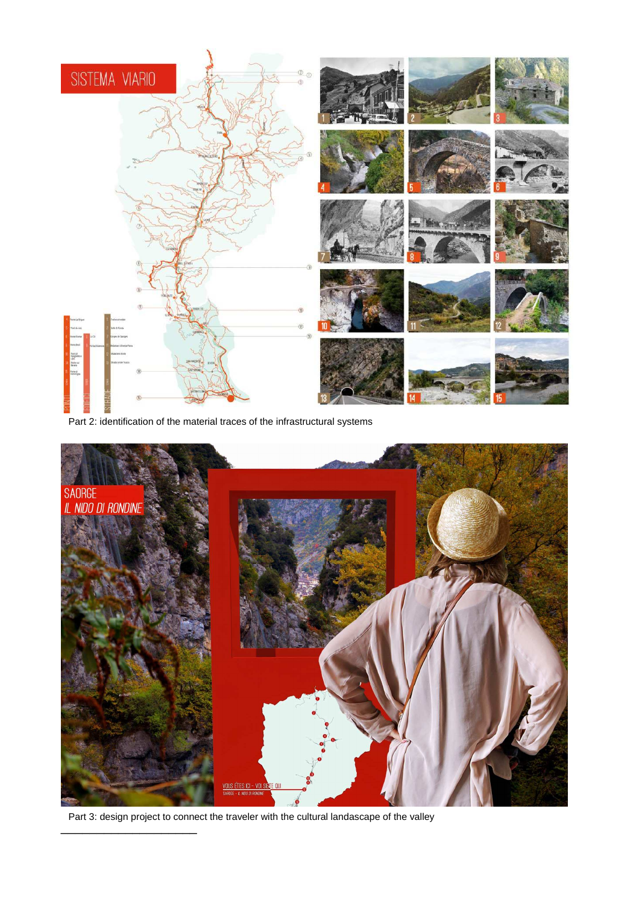Part 2: identification of the material traces of the infrastructural systems

Part 3: design project to connect the traveler with the cultural landascape of the valley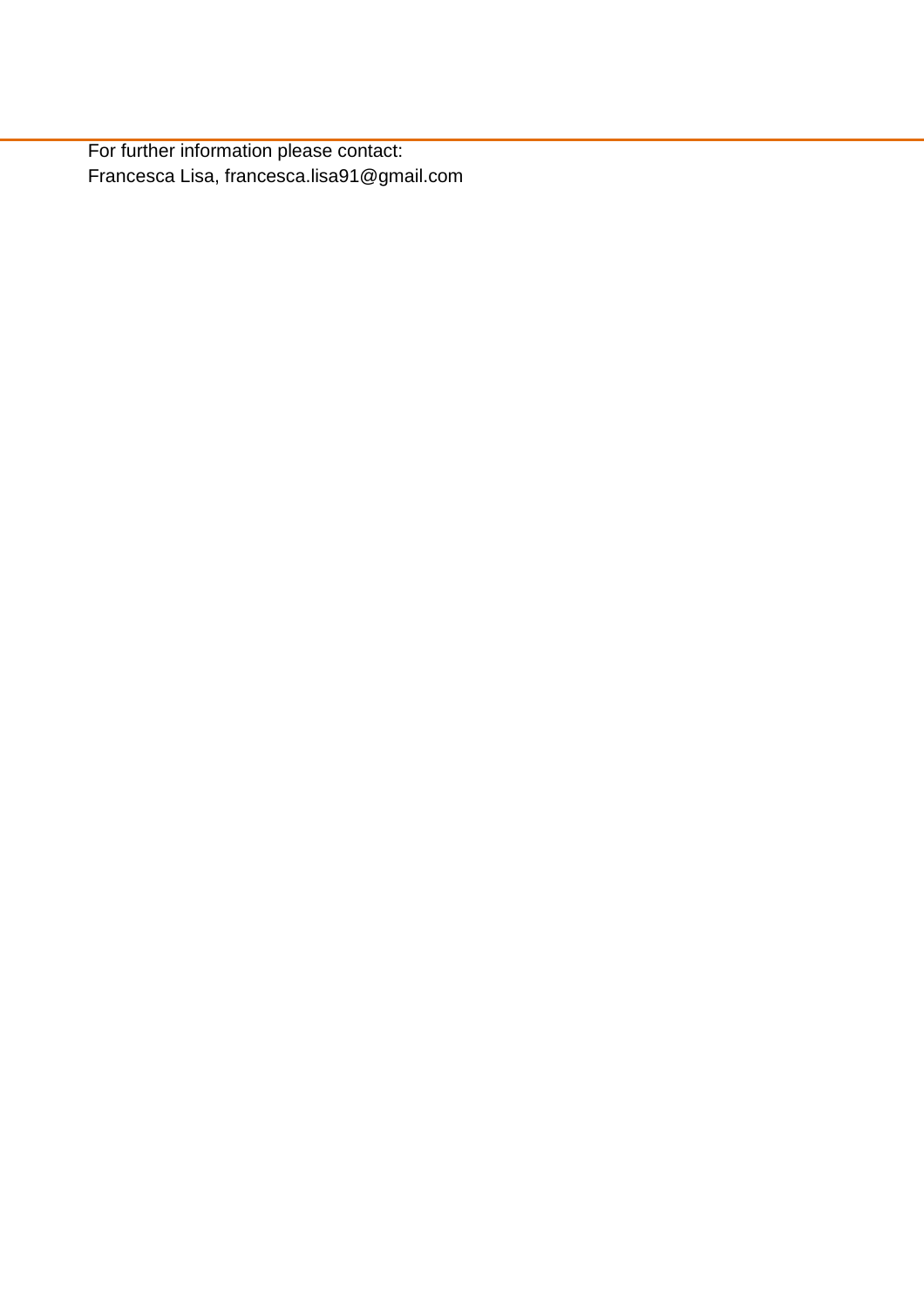For further information please contact:
Francesca Lisa, francesca.lisa91@gmail.com